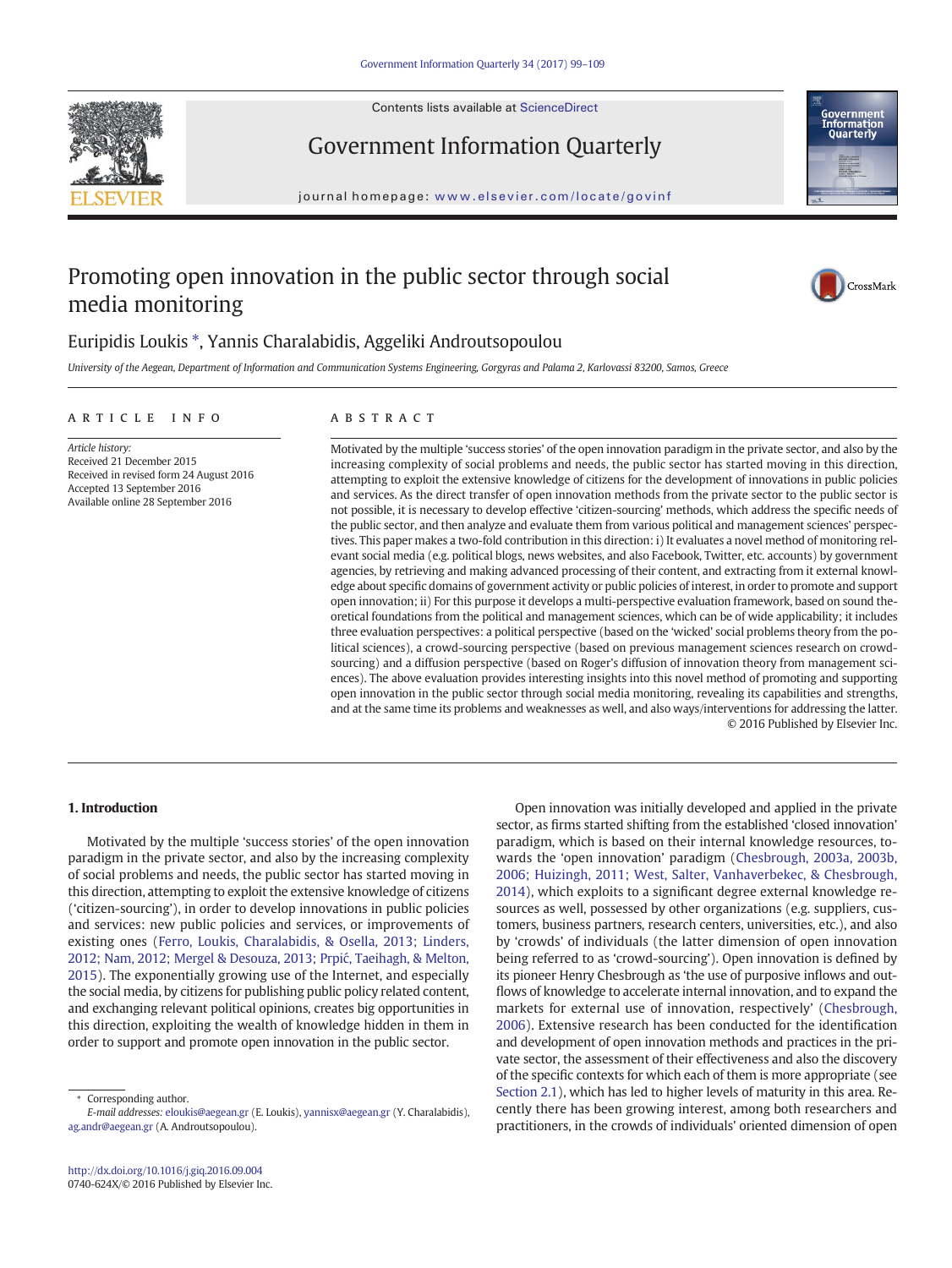# Promoting open innovation in the public sector through social media monitoring

Euripidis Loukis *, Yannis Charalabidis, Aggeliki Androutsopoulou

*University of the Aegean, Department of Information and Communication Systems Engineering, Gorgyras and Palama 2, Karlovassi 83200, Samos, Greece*

## ARTICLE INFO

*Article history:*
Received 21 December 2015
Received in revised form 24 August 2016
Accepted 13 September 2016
Available online 28 September 2016

## ABSTRACT

Motivated by the multiple 'success stories' of the open innovation paradigm in the private sector, and also by the increasing complexity of social problems and needs, the public sector has started moving in this direction, attempting to exploit the extensive knowledge of citizens for the development of innovations in public policies and services. As the direct transfer of open innovation methods from the private sector to the public sector is not possible, it is necessary to develop effective 'citizen-sourcing' methods, which address the specific needs of the public sector, and then analyze and evaluate them from various political and management sciences' perspectives. This paper makes a two-fold contribution in this direction: i) It evaluates a novel method of monitoring relevant social media (e.g. political blogs, news websites, and also Facebook, Twitter, etc. accounts) by government agencies, by retrieving and making advanced processing of their content, and extracting from it external knowledge about specific domains of government activity or public policies of interest, in order to promote and support open innovation; ii) For this purpose it develops a multi-perspective evaluation framework, based on sound theoretical foundations from the political and management sciences, which can be of wide applicability; it includes three evaluation perspectives: a political perspective (based on the 'wicked' social problems theory from the political sciences), a crowd-sourcing perspective (based on previous management sciences research on crowd-sourcing) and a diffusion perspective (based on Roger's diffusion of innovation theory from management sciences). The above evaluation provides interesting insights into this novel method of promoting and supporting open innovation in the public sector through social media monitoring, revealing its capabilities and strengths, and at the same time its problems and weaknesses as well, and also ways/interventions for addressing the latter.

© 2016 Published by Elsevier Inc.

## 1. Introduction

Motivated by the multiple 'success stories' of the open innovation paradigm in the private sector, and also by the increasing complexity of social problems and needs, the public sector has started moving in this direction, attempting to exploit the extensive knowledge of citizens ('citizen-sourcing'), in order to develop innovations in public policies and services: new public policies and services, or improvements of existing ones (Ferro, Loukis, Charalabidis, & Osella, 2013; Linders, 2012; Nam, 2012; Mergel & Desouza, 2013; Prpić, Taeihagh, & Melton, 2015). The exponentially growing use of the Internet, and especially the social media, by citizens for publishing public policy related content, and exchanging relevant political opinions, creates big opportunities in this direction, exploiting the wealth of knowledge hidden in them in order to support and promote open innovation in the public sector.

Open innovation was initially developed and applied in the private sector, as firms started shifting from the established 'closed innovation' paradigm, which is based on their internal knowledge resources, towards the 'open innovation' paradigm (Chesbrough, 2003a, 2003b, 2006; Huizingh, 2011; West, Salter, Vanhaverbekec, & Chesbrough, 2014), which exploits to a significant degree external knowledge resources as well, possessed by other organizations (e.g. suppliers, customers, business partners, research centers, universities, etc.), and also by 'crowds' of individuals (the latter dimension of open innovation being referred to as 'crowd-sourcing'). Open innovation is defined by its pioneer Henry Chesbrough as 'the use of purposive inflows and outflows of knowledge to accelerate internal innovation, and to expand the markets for external use of innovation, respectively' (Chesbrough, 2006). Extensive research has been conducted for the identification and development of open innovation methods and practices in the private sector, the assessment of their effectiveness and also the discovery of the specific contexts for which each of them is more appropriate (see Section 2.1), which has led to higher levels of maturity in this area. Recently there has been growing interest, among both researchers and practitioners, in the crowds of individuals' oriented dimension of open

---

* Corresponding author.
*E-mail addresses:* eloukis@aegean.gr (E. Loukis), yannisx@aegean.gr (Y. Charalabidis), ag.andr@aegean.gr (A. Androutsopoulou).

http://dx.doi.org/10.1016/j.giq.2016.09.004
0740-624X/© 2016 Published by Elsevier Inc.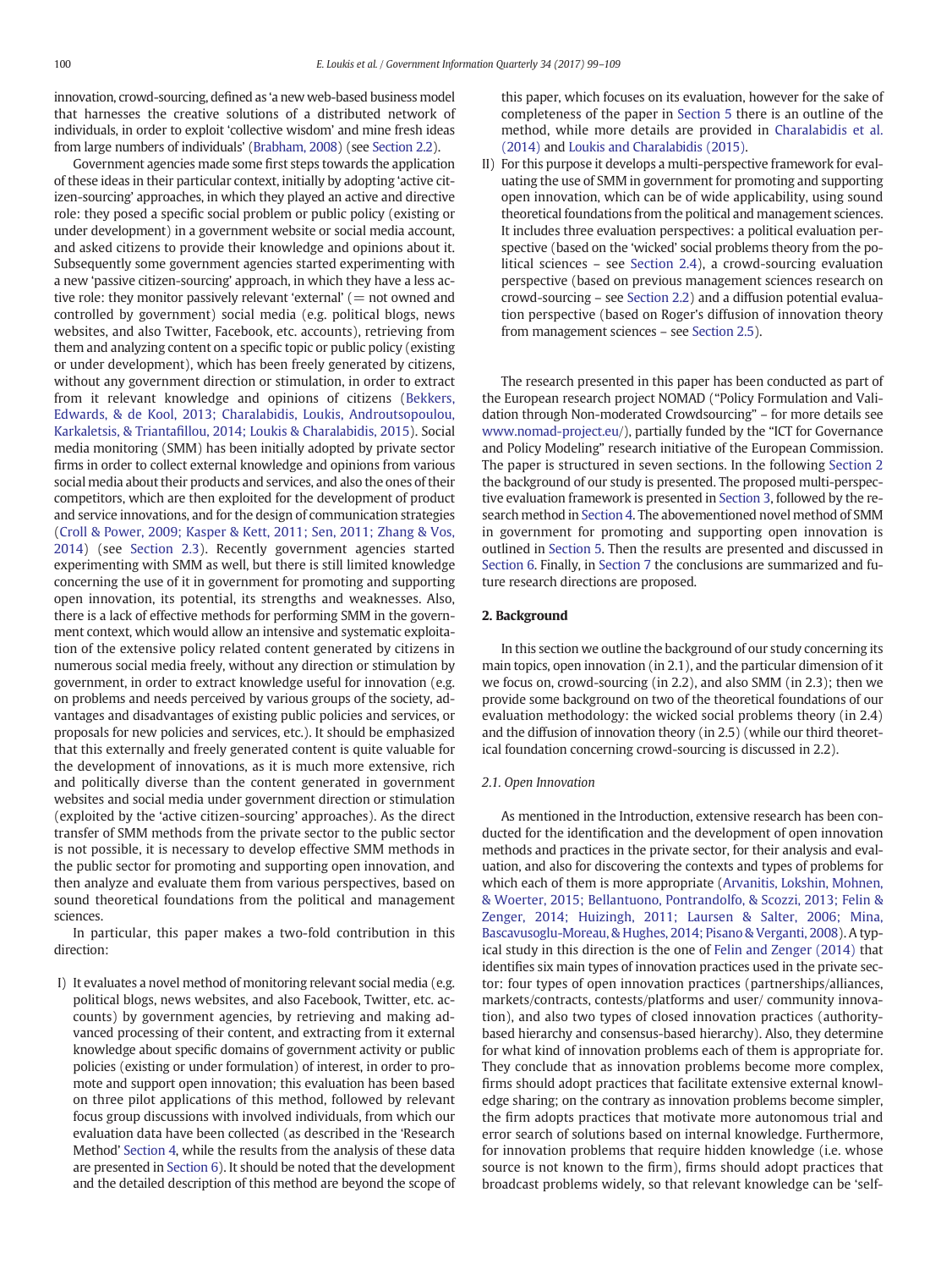innovation, crowd-sourcing, defined as 'a new web-based business model that harnesses the creative solutions of a distributed network of individuals, in order to exploit 'collective wisdom' and mine fresh ideas from large numbers of individuals' (Brabham, 2008) (see Section 2.2).

Government agencies made some first steps towards the application of these ideas in their particular context, initially by adopting 'active citizen-sourcing' approaches, in which they played an active and directive role: they posed a specific social problem or public policy (existing or under development) in a government website or social media account, and asked citizens to provide their knowledge and opinions about it. Subsequently some government agencies started experimenting with a new 'passive citizen-sourcing' approach, in which they have a less active role: they monitor passively relevant 'external' (= not owned and controlled by government) social media (e.g. political blogs, news websites, and also Twitter, Facebook, etc. accounts), retrieving from them and analyzing content on a specific topic or public policy (existing or under development), which has been freely generated by citizens, without any government direction or stimulation, in order to extract from it relevant knowledge and opinions of citizens (Bekkers, Edwards, & de Kool, 2013; Charalabidis, Loukis, Androutsopoulou, Karkaletsis, & Triantafillou, 2014; Loukis & Charalabidis, 2015). Social media monitoring (SMM) has been initially adopted by private sector firms in order to collect external knowledge and opinions from various social media about their products and services, and also the ones of their competitors, which are then exploited for the development of product and service innovations, and for the design of communication strategies (Croll & Power, 2009; Kasper & Kett, 2011; Sen, 2011; Zhang & Vos, 2014) (see Section 2.3). Recently some government agencies started experimenting with SMM as well, but there is still limited knowledge concerning the use of it in government for promoting and supporting open innovation, its potential, its strengths and weaknesses. Also, there is a lack of effective methods for performing SMM in the government context, which would allow an intensive and systematic exploitation of the extensive policy related content generated by citizens in numerous social media freely, without any direction or stimulation by government, in order to extract knowledge useful for innovation (e.g. on problems and needs perceived by various groups of the society, advantages and disadvantages of existing public policies and services, or proposals for new policies and services, etc.). It should be emphasized that this externally and freely generated content is quite valuable for the development of innovations, as it is much more extensive, rich and politically diverse than the content generated in government websites and social media under government direction or stimulation (exploited by the 'active citizen-sourcing' approaches). As the direct transfer of SMM methods from the private sector to the public sector is not possible, it is necessary to develop effective SMM methods in the public sector for promoting and supporting open innovation, and then analyze and evaluate them from various perspectives, based on sound theoretical foundations from the political and management sciences.

In particular, this paper makes a two-fold contribution in this direction:

I) It evaluates a novel method of monitoring relevant social media (e.g. political blogs, news websites, and also Facebook, Twitter, etc. accounts) by government agencies, by retrieving and making advanced processing of their content, and extracting from it external knowledge about specific domains of government activity or public policies (existing or under formulation) of interest, in order to promote and support open innovation; this evaluation has been based on three pilot applications of this method, followed by relevant focus group discussions with involved individuals, from which our evaluation data have been collected (as described in the 'Research Method' Section 4, while the results from the analysis of these data are presented in Section 6). It should be noted that the development and the detailed description of this method are beyond the scope of this paper, which focuses on its evaluation, however for the sake of completeness of the paper in Section 5 there is an outline of the method, while more details are provided in Charalabidis et al. (2014) and Loukis and Charalabidis (2015).

II) For this purpose it develops a multi-perspective framework for evaluating the use of SMM in government for promoting and supporting open innovation, which can be of wide applicability, using sound theoretical foundations from the political and management sciences. It includes three evaluation perspectives: a political evaluation perspective (based on the 'wicked' social problems theory from the political sciences – see Section 2.4), a crowd-sourcing evaluation perspective (based on previous management sciences research on crowd-sourcing – see Section 2.2) and a diffusion potential evaluation perspective (based on Roger's diffusion of innovation theory from management sciences – see Section 2.5).

The research presented in this paper has been conducted as part of the European research project NOMAD ("Policy Formulation and Validation through Non-moderated Crowdsourcing" – for more details see www.nomad-project.eu/), partially funded by the "ICT for Governance and Policy Modeling" research initiative of the European Commission. The paper is structured in seven sections. In the following Section 2 the background of our study is presented. The proposed multi-perspective evaluation framework is presented in Section 3, followed by the research method in Section 4. The abovementioned novel method of SMM in government for promoting and supporting open innovation is outlined in Section 5. Then the results are presented and discussed in Section 6. Finally, in Section 7 the conclusions are summarized and future research directions are proposed.

## 2. Background

In this section we outline the background of our study concerning its main topics, open innovation (in 2.1), and the particular dimension of it we focus on, crowd-sourcing (in 2.2), and also SMM (in 2.3); then we provide some background on two of the theoretical foundations of our evaluation methodology: the wicked social problems theory (in 2.4) and the diffusion of innovation theory (in 2.5) (while our third theoretical foundation concerning crowd-sourcing is discussed in 2.2).

### 2.1. Open Innovation

As mentioned in the Introduction, extensive research has been conducted for the identification and the development of open innovation methods and practices in the private sector, for their analysis and evaluation, and also for discovering the contexts and types of problems for which each of them is more appropriate (Arvanitis, Lokshin, Mohnen, & Woerter, 2015; Bellantuono, Pontrandolfo, & Scozzi, 2013; Felin & Zenger, 2014; Huizingh, 2011; Laursen & Salter, 2006; Mina, Bascavusoglu-Moreau, & Hughes, 2014; Pisano & Verganti, 2008). A typical study in this direction is the one of Felin and Zenger (2014) that identifies six main types of innovation practices used in the private sector: four types of open innovation practices (partnerships/alliances, markets/contracts, contests/platforms and user/ community innovation), and also two types of closed innovation practices (authority-based hierarchy and consensus-based hierarchy). Also, they determine for what kind of innovation problems each of them is appropriate for. They conclude that as innovation problems become more complex, firms should adopt practices that facilitate extensive external knowledge sharing; on the contrary as innovation problems become simpler, the firm adopts practices that motivate more autonomous trial and error search of solutions based on internal knowledge. Furthermore, for innovation problems that require hidden knowledge (i.e. whose source is not known to the firm), firms should adopt practices that broadcast problems widely, so that relevant knowledge can be 'self-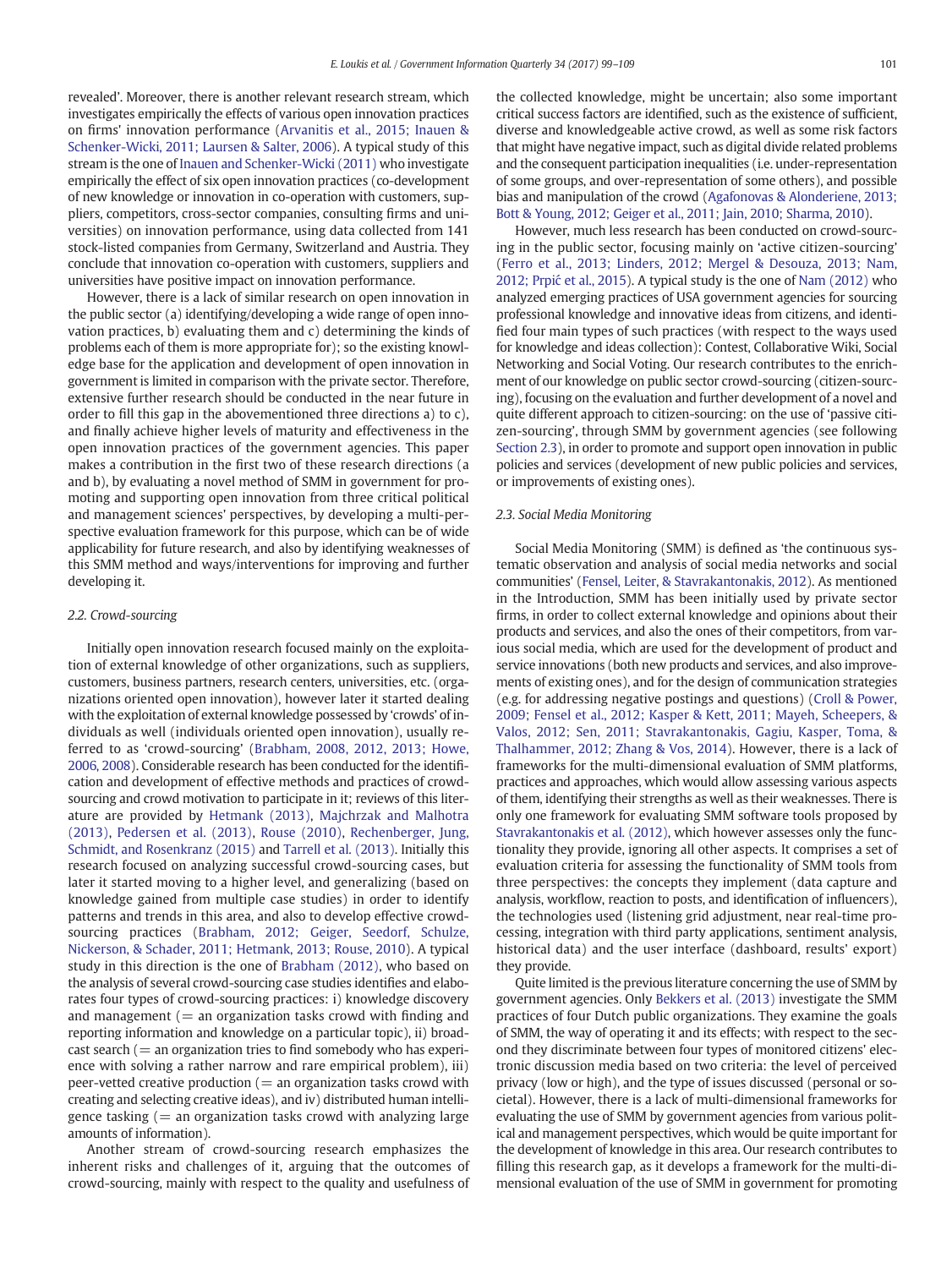revealed'. Moreover, there is another relevant research stream, which investigates empirically the effects of various open innovation practices on firms' innovation performance (Arvanitis et al., 2015; Inauen & Schenker-Wicki, 2011; Laursen & Salter, 2006). A typical study of this stream is the one of Inauen and Schenker-Wicki (2011) who investigate empirically the effect of six open innovation practices (co-development of new knowledge or innovation in co-operation with customers, suppliers, competitors, cross-sector companies, consulting firms and universities) on innovation performance, using data collected from 141 stock-listed companies from Germany, Switzerland and Austria. They conclude that innovation co-operation with customers, suppliers and universities have positive impact on innovation performance.

However, there is a lack of similar research on open innovation in the public sector (a) identifying/developing a wide range of open innovation practices, b) evaluating them and c) determining the kinds of problems each of them is more appropriate for); so the existing knowledge base for the application and development of open innovation in government is limited in comparison with the private sector. Therefore, extensive further research should be conducted in the near future in order to fill this gap in the abovementioned three directions a) to c), and finally achieve higher levels of maturity and effectiveness in the open innovation practices of the government agencies. This paper makes a contribution in the first two of these research directions (a and b), by evaluating a novel method of SMM in government for promoting and supporting open innovation from three critical political and management sciences' perspectives, by developing a multi-perspective evaluation framework for this purpose, which can be of wide applicability for future research, and also by identifying weaknesses of this SMM method and ways/interventions for improving and further developing it.

### 2.2. Crowd-sourcing

Initially open innovation research focused mainly on the exploitation of external knowledge of other organizations, such as suppliers, customers, business partners, research centers, universities, etc. (organizations oriented open innovation), however later it started dealing with the exploitation of external knowledge possessed by 'crowds' of individuals as well (individuals oriented open innovation), usually referred to as 'crowd-sourcing' (Brabham, 2008, 2012, 2013; Howe, 2006, 2008). Considerable research has been conducted for the identification and development of effective methods and practices of crowd-sourcing and crowd motivation to participate in it; reviews of this literature are provided by Hetmank (2013), Majchrzak and Malhotra (2013), Pedersen et al. (2013), Rouse (2010), Rechenberger, Jung, Schmidt, and Rosenkranz (2015) and Tarrell et al. (2013). Initially this research focused on analyzing successful crowd-sourcing cases, but later it started moving to a higher level, and generalizing (based on knowledge gained from multiple case studies) in order to identify patterns and trends in this area, and also to develop effective crowd-sourcing practices (Brabham, 2012; Geiger, Seedorf, Schulze, Nickerson, & Schader, 2011; Hetmank, 2013; Rouse, 2010). A typical study in this direction is the one of Brabham (2012), who based on the analysis of several crowd-sourcing case studies identifies and elaborates four types of crowd-sourcing practices: i) knowledge discovery and management (= an organization tasks crowd with finding and reporting information and knowledge on a particular topic), ii) broadcast search (= an organization tries to find somebody who has experience with solving a rather narrow and rare empirical problem), iii) peer-vetted creative production (= an organization tasks crowd with creating and selecting creative ideas), and iv) distributed human intelligence tasking (= an organization tasks crowd with analyzing large amounts of information).

Another stream of crowd-sourcing research emphasizes the inherent risks and challenges of it, arguing that the outcomes of crowd-sourcing, mainly with respect to the quality and usefulness of the collected knowledge, might be uncertain; also some important critical success factors are identified, such as the existence of sufficient, diverse and knowledgeable active crowd, as well as some risk factors that might have negative impact, such as digital divide related problems and the consequent participation inequalities (i.e. under-representation of some groups, and over-representation of some others), and possible bias and manipulation of the crowd (Agafonovas & Alonderiene, 2013; Bott & Young, 2012; Geiger et al., 2011; Jain, 2010; Sharma, 2010).

However, much less research has been conducted on crowd-sourcing in the public sector, focusing mainly on 'active citizen-sourcing' (Ferro et al., 2013; Linders, 2012; Mergel & Desouza, 2013; Nam, 2012; Prpić et al., 2015). A typical study is the one of Nam (2012) who analyzed emerging practices of USA government agencies for sourcing professional knowledge and innovative ideas from citizens, and identified four main types of such practices (with respect to the ways used for knowledge and ideas collection): Contest, Collaborative Wiki, Social Networking and Social Voting. Our research contributes to the enrichment of our knowledge on public sector crowd-sourcing (citizen-sourcing), focusing on the evaluation and further development of a novel and quite different approach to citizen-sourcing: on the use of 'passive citizen-sourcing', through SMM by government agencies (see following Section 2.3), in order to promote and support open innovation in public policies and services (development of new public policies and services, or improvements of existing ones).

### 2.3. Social Media Monitoring

Social Media Monitoring (SMM) is defined as 'the continuous systematic observation and analysis of social media networks and social communities' (Fensel, Leiter, & Stavrakantonakis, 2012). As mentioned in the Introduction, SMM has been initially used by private sector firms, in order to collect external knowledge and opinions about their products and services, and also the ones of their competitors, from various social media, which are used for the development of product and service innovations (both new products and services, and also improvements of existing ones), and for the design of communication strategies (e.g. for addressing negative postings and questions) (Croll & Power, 2009; Fensel et al., 2012; Kasper & Kett, 2011; Mayeh, Scheepers, & Valos, 2012; Sen, 2011; Stavrakantonakis, Gagiu, Kasper, Toma, & Thalhammer, 2012; Zhang & Vos, 2014). However, there is a lack of frameworks for the multi-dimensional evaluation of SMM platforms, practices and approaches, which would allow assessing various aspects of them, identifying their strengths as well as their weaknesses. There is only one framework for evaluating SMM software tools proposed by Stavrakantonakis et al. (2012), which however assesses only the functionality they provide, ignoring all other aspects. It comprises a set of evaluation criteria for assessing the functionality of SMM tools from three perspectives: the concepts they implement (data capture and analysis, workflow, reaction to posts, and identification of influencers), the technologies used (listening grid adjustment, near real-time processing, integration with third party applications, sentiment analysis, historical data) and the user interface (dashboard, results' export) they provide.

Quite limited is the previous literature concerning the use of SMM by government agencies. Only Bekkers et al. (2013) investigate the SMM practices of four Dutch public organizations. They examine the goals of SMM, the way of operating it and its effects; with respect to the second they discriminate between four types of monitored citizens' electronic discussion media based on two criteria: the level of perceived privacy (low or high), and the type of issues discussed (personal or societal). However, there is a lack of multi-dimensional frameworks for evaluating the use of SMM by government agencies from various political and management perspectives, which would be quite important for the development of knowledge in this area. Our research contributes to filling this research gap, as it develops a framework for the multi-dimensional evaluation of the use of SMM in government for promoting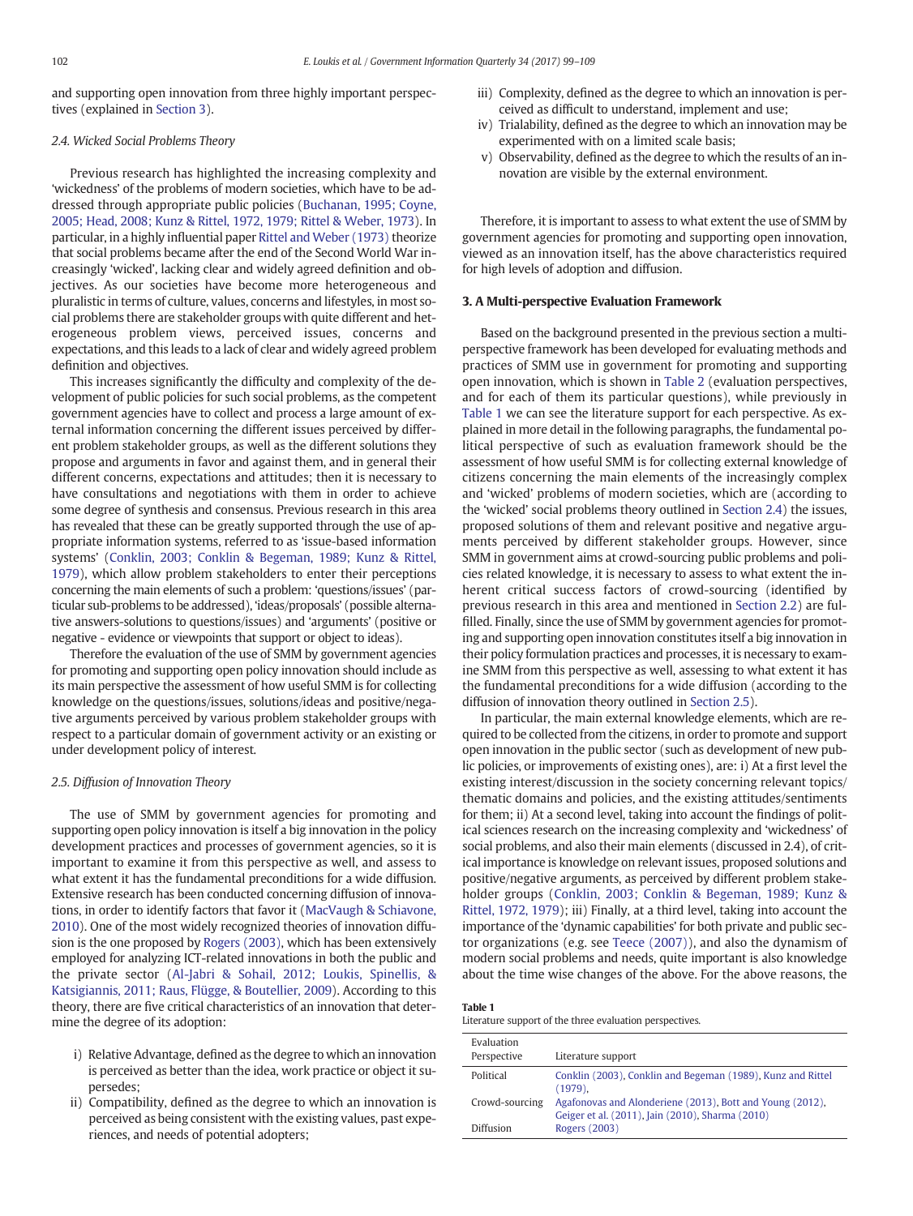and supporting open innovation from three highly important perspectives (explained in Section 3).

### 2.4. Wicked Social Problems Theory

Previous research has highlighted the increasing complexity and 'wickedness' of the problems of modern societies, which have to be addressed through appropriate public policies (Buchanan, 1995; Coyne, 2005; Head, 2008; Kunz & Rittel, 1972, 1979; Rittel & Weber, 1973). In particular, in a highly influential paper Rittel and Weber (1973) theorize that social problems became after the end of the Second World War increasingly 'wicked', lacking clear and widely agreed definition and objectives. As our societies have become more heterogeneous and pluralistic in terms of culture, values, concerns and lifestyles, in most social problems there are stakeholder groups with quite different and heterogeneous problem views, perceived issues, concerns and expectations, and this leads to a lack of clear and widely agreed problem definition and objectives.

This increases significantly the difficulty and complexity of the development of public policies for such social problems, as the competent government agencies have to collect and process a large amount of external information concerning the different issues perceived by different problem stakeholder groups, as well as the different solutions they propose and arguments in favor and against them, and in general their different concerns, expectations and attitudes; then it is necessary to have consultations and negotiations with them in order to achieve some degree of synthesis and consensus. Previous research in this area has revealed that these can be greatly supported through the use of appropriate information systems, referred to as 'issue-based information systems' (Conklin, 2003; Conklin & Begeman, 1989; Kunz & Rittel, 1979), which allow problem stakeholders to enter their perceptions concerning the main elements of such a problem: 'questions/issues' (particular sub-problems to be addressed), 'ideas/proposals' (possible alternative answers-solutions to questions/issues) and 'arguments' (positive or negative - evidence or viewpoints that support or object to ideas).

Therefore the evaluation of the use of SMM by government agencies for promoting and supporting open policy innovation should include as its main perspective the assessment of how useful SMM is for collecting knowledge on the questions/issues, solutions/ideas and positive/negative arguments perceived by various problem stakeholder groups with respect to a particular domain of government activity or an existing or under development policy of interest.

### 2.5. Diffusion of Innovation Theory

The use of SMM by government agencies for promoting and supporting open policy innovation is itself a big innovation in the policy development practices and processes of government agencies, so it is important to examine it from this perspective as well, and assess to what extent it has the fundamental preconditions for a wide diffusion. Extensive research has been conducted concerning diffusion of innovations, in order to identify factors that favor it (MacVaugh & Schiavone, 2010). One of the most widely recognized theories of innovation diffusion is the one proposed by Rogers (2003), which has been extensively employed for analyzing ICT-related innovations in both the public and the private sector (Al-Jabri & Sohail, 2012; Loukis, Spinellis, & Katsigiannis, 2011; Raus, Flügge, & Boutellier, 2009). According to this theory, there are five critical characteristics of an innovation that determine the degree of its adoption:

i) Relative Advantage, defined as the degree to which an innovation is perceived as better than the idea, work practice or object it supersedes;
ii) Compatibility, defined as the degree to which an innovation is perceived as being consistent with the existing values, past experiences, and needs of potential adopters;
iii) Complexity, defined as the degree to which an innovation is perceived as difficult to understand, implement and use;
iv) Trialability, defined as the degree to which an innovation may be experimented with on a limited scale basis;
v) Observability, defined as the degree to which the results of an innovation are visible by the external environment.

Therefore, it is important to assess to what extent the use of SMM by government agencies for promoting and supporting open innovation, viewed as an innovation itself, has the above characteristics required for high levels of adoption and diffusion.

## 3. A Multi-perspective Evaluation Framework

Based on the background presented in the previous section a multi-perspective framework has been developed for evaluating methods and practices of SMM use in government for promoting and supporting open innovation, which is shown in Table 2 (evaluation perspectives, and for each of them its particular questions), while previously in Table 1 we can see the literature support for each perspective. As explained in more detail in the following paragraphs, the fundamental political perspective of such as evaluation framework should be the assessment of how useful SMM is for collecting external knowledge of citizens concerning the main elements of the increasingly complex and 'wicked' problems of modern societies, which are (according to the 'wicked' social problems theory outlined in Section 2.4) the issues, proposed solutions of them and relevant positive and negative arguments perceived by different stakeholder groups. However, since SMM in government aims at crowd-sourcing public problems and policies related knowledge, it is necessary to assess to what extent the inherent critical success factors of crowd-sourcing (identified by previous research in this area and mentioned in Section 2.2) are fulfilled. Finally, since the use of SMM by government agencies for promoting and supporting open innovation constitutes itself a big innovation in their policy formulation practices and processes, it is necessary to examine SMM from this perspective as well, assessing to what extent it has the fundamental preconditions for a wide diffusion (according to the diffusion of innovation theory outlined in Section 2.5).

In particular, the main external knowledge elements, which are required to be collected from the citizens, in order to promote and support open innovation in the public sector (such as development of new public policies, or improvements of existing ones), are: i) At a first level the existing interest/discussion in the society concerning relevant topics/thematic domains and policies, and the existing attitudes/sentiments for them; ii) At a second level, taking into account the findings of political sciences research on the increasing complexity and 'wickedness' of social problems, and also their main elements (discussed in 2.4), of critical importance is knowledge on relevant issues, proposed solutions and positive/negative arguments, as perceived by different problem stakeholder groups (Conklin, 2003; Conklin & Begeman, 1989; Kunz & Rittel, 1972, 1979); iii) Finally, at a third level, taking into account the importance of the 'dynamic capabilities' for both private and public sector organizations (e.g. see Teece (2007)), and also the dynamism of modern social problems and needs, quite important is also knowledge about the time wise changes of the above. For the above reasons, the

**Table 1**
Literature support of the three evaluation perspectives.

| Evaluation Perspective | Literature support |
|---|---|
| Political | Conklin (2003), Conklin and Begeman (1989), Kunz and Rittel (1979), |
| Crowd-sourcing | Agafonovas and Alonderiene (2013), Bott and Young (2012), Geiger et al. (2011), Jain (2010), Sharma (2010) |
| Diffusion | Rogers (2003) |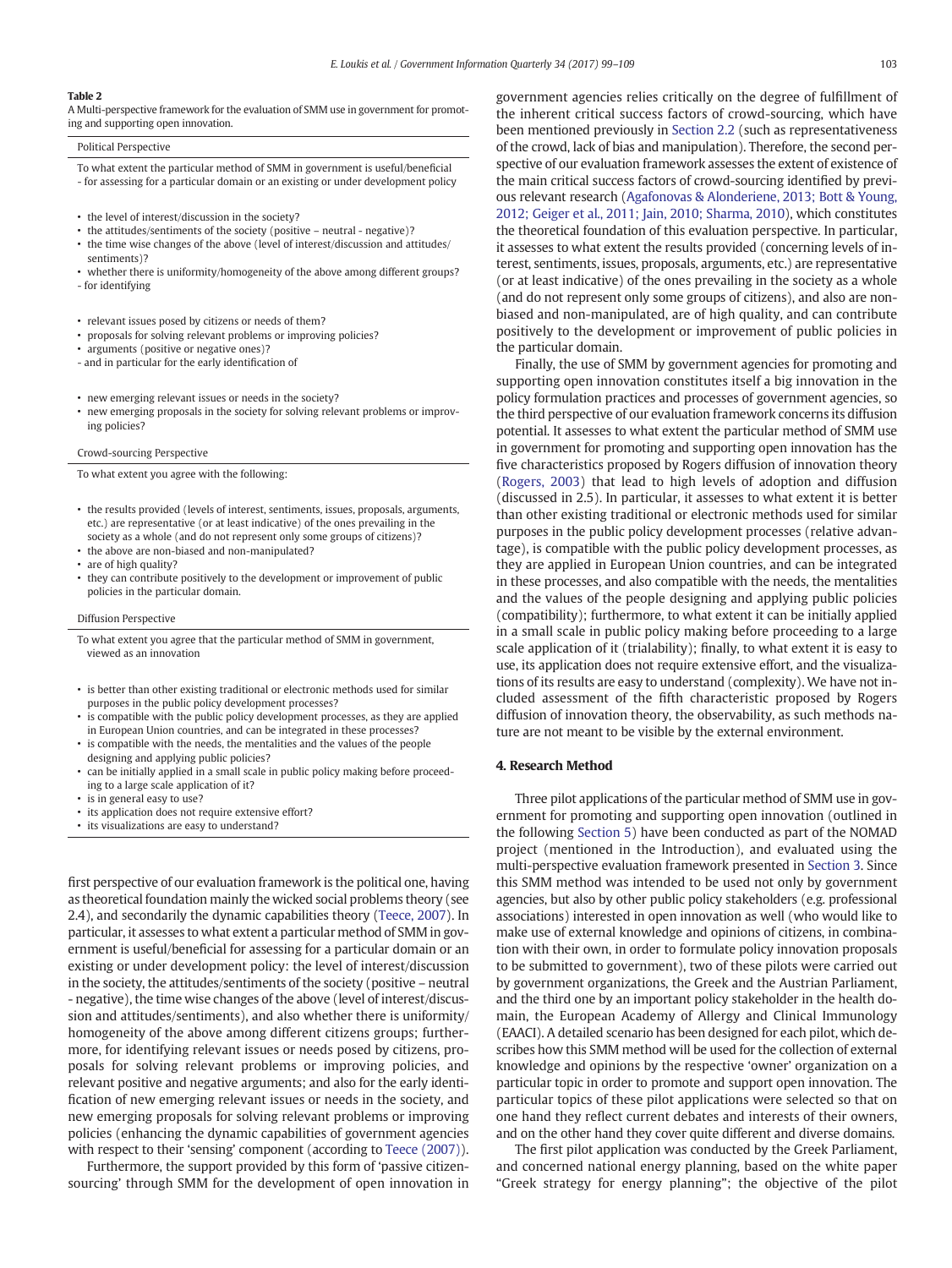**Table 2**
A Multi-perspective framework for the evaluation of SMM use in government for promoting and supporting open innovation.

**Political Perspective**

To what extent the particular method of SMM in government is useful/beneficial
- for assessing for a particular domain or an existing or under development policy

- the level of interest/discussion in the society?
- the attitudes/sentiments of the society (positive – neutral - negative)?
- the time wise changes of the above (level of interest/discussion and attitudes/sentiments)?
- whether there is uniformity/homogeneity of the above among different groups?

- for identifying

- relevant issues posed by citizens or needs of them?
- proposals for solving relevant problems or improving policies?
- arguments (positive or negative ones)?

- and in particular for the early identification of

- new emerging relevant issues or needs in the society?
- new emerging proposals in the society for solving relevant problems or improving policies?

**Crowd-sourcing Perspective**

To what extent you agree with the following:

- the results provided (levels of interest, sentiments, issues, proposals, arguments, etc.) are representative (or at least indicative) of the ones prevailing in the society as a whole (and do not represent only some groups of citizens)?
- the above are non-biased and non-manipulated?
- are of high quality?
- they can contribute positively to the development or improvement of public policies in the particular domain.

**Diffusion Perspective**

To what extent you agree that the particular method of SMM in government, viewed as an innovation

- is better than other existing traditional or electronic methods used for similar purposes in the public policy development processes?
- is compatible with the public policy development processes, as they are applied in European Union countries, and can be integrated in these processes?
- is compatible with the needs, the mentalities and the values of the people designing and applying public policies?
- can be initially applied in a small scale in public policy making before proceeding to a large scale application of it?
- is in general easy to use?
- its application does not require extensive effort?
- its visualizations are easy to understand?

first perspective of our evaluation framework is the political one, having as theoretical foundation mainly the wicked social problems theory (see 2.4), and secondarily the dynamic capabilities theory (Teece, 2007). In particular, it assesses to what extent a particular method of SMM in government is useful/beneficial for assessing for a particular domain or an existing or under development policy: the level of interest/discussion in the society, the attitudes/sentiments of the society (positive – neutral - negative), the time wise changes of the above (level of interest/discussion and attitudes/sentiments), and also whether there is uniformity/homogeneity of the above among different citizens groups; furthermore, for identifying relevant issues or needs posed by citizens, proposals for solving relevant problems or improving policies, and relevant positive and negative arguments; and also for the early identification of new emerging relevant issues or needs in the society, and new emerging proposals for solving relevant problems or improving policies (enhancing the dynamic capabilities of government agencies with respect to their 'sensing' component (according to Teece (2007)).

Furthermore, the support provided by this form of 'passive citizen-sourcing' through SMM for the development of open innovation in government agencies relies critically on the degree of fulfillment of the inherent critical success factors of crowd-sourcing, which have been mentioned previously in Section 2.2 (such as representativeness of the crowd, lack of bias and manipulation). Therefore, the second perspective of our evaluation framework assesses the extent of existence of the main critical success factors of crowd-sourcing identified by previous relevant research (Agafonovas & Alonderiene, 2013; Bott & Young, 2012; Geiger et al., 2011; Jain, 2010; Sharma, 2010), which constitutes the theoretical foundation of this evaluation perspective. In particular, it assesses to what extent the results provided (concerning levels of interest, sentiments, issues, proposals, arguments, etc.) are representative (or at least indicative) of the ones prevailing in the society as a whole (and do not represent only some groups of citizens), and also are non-biased and non-manipulated, are of high quality, and can contribute positively to the development or improvement of public policies in the particular domain.

Finally, the use of SMM by government agencies for promoting and supporting open innovation constitutes itself a big innovation in the policy formulation practices and processes of government agencies, so the third perspective of our evaluation framework concerns its diffusion potential. It assesses to what extent the particular method of SMM use in government for promoting and supporting open innovation has the five characteristics proposed by Rogers diffusion of innovation theory (Rogers, 2003) that lead to high levels of adoption and diffusion (discussed in 2.5). In particular, it assesses to what extent it is better than other existing traditional or electronic methods used for similar purposes in the public policy development processes (relative advantage), is compatible with the public policy development processes, as they are applied in European Union countries, and can be integrated in these processes, and also compatible with the needs, the mentalities and the values of the people designing and applying public policies (compatibility); furthermore, to what extent it can be initially applied in a small scale in public policy making before proceeding to a large scale application of it (trialability); finally, to what extent it is easy to use, its application does not require extensive effort, and the visualizations of its results are easy to understand (complexity). We have not included assessment of the fifth characteristic proposed by Rogers diffusion of innovation theory, the observability, as such methods nature are not meant to be visible by the external environment.

## 4. Research Method

Three pilot applications of the particular method of SMM use in government for promoting and supporting open innovation (outlined in the following Section 5) have been conducted as part of the NOMAD project (mentioned in the Introduction), and evaluated using the multi-perspective evaluation framework presented in Section 3. Since this SMM method was intended to be used not only by government agencies, but also by other public policy stakeholders (e.g. professional associations) interested in open innovation as well (who would like to make use of external knowledge and opinions of citizens, in combination with their own, in order to formulate policy innovation proposals to be submitted to government), two of these pilots were carried out by government organizations, the Greek and the Austrian Parliament, and the third one by an important policy stakeholder in the health domain, the European Academy of Allergy and Clinical Immunology (EAACI). A detailed scenario has been designed for each pilot, which describes how this SMM method will be used for the collection of external knowledge and opinions by the respective 'owner' organization on a particular topic in order to promote and support open innovation. The particular topics of these pilot applications were selected so that on one hand they reflect current debates and interests of their owners, and on the other hand they cover quite different and diverse domains.

The first pilot application was conducted by the Greek Parliament, and concerned national energy planning, based on the white paper "Greek strategy for energy planning"; the objective of the pilot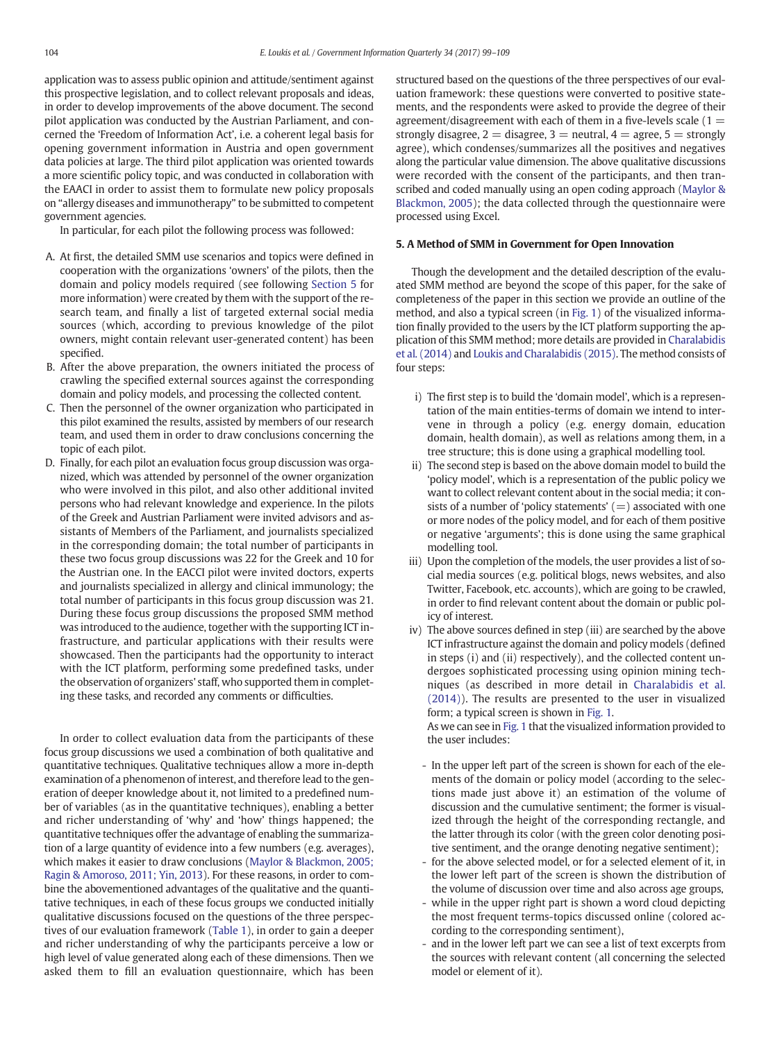application was to assess public opinion and attitude/sentiment against this prospective legislation, and to collect relevant proposals and ideas, in order to develop improvements of the above document. The second pilot application was conducted by the Austrian Parliament, and concerned the 'Freedom of Information Act', i.e. a coherent legal basis for opening government information in Austria and open government data policies at large. The third pilot application was oriented towards a more scientific policy topic, and was conducted in collaboration with the EAACI in order to assist them to formulate new policy proposals on "allergy diseases and immunotherapy" to be submitted to competent government agencies.

In particular, for each pilot the following process was followed:

A. At first, the detailed SMM use scenarios and topics were defined in cooperation with the organizations 'owners' of the pilots, then the domain and policy models required (see following Section 5 for more information) were created by them with the support of the research team, and finally a list of targeted external social media sources (which, according to previous knowledge of the pilot owners, might contain relevant user-generated content) has been specified.
B. After the above preparation, the owners initiated the process of crawling the specified external sources against the corresponding domain and policy models, and processing the collected content.
C. Then the personnel of the owner organization who participated in this pilot examined the results, assisted by members of our research team, and used them in order to draw conclusions concerning the topic of each pilot.
D. Finally, for each pilot an evaluation focus group discussion was organized, which was attended by personnel of the owner organization who were involved in this pilot, and also other additional invited persons who had relevant knowledge and experience. In the pilots of the Greek and Austrian Parliament were invited advisors and assistants of Members of the Parliament, and journalists specialized in the corresponding domain; the total number of participants in these two focus group discussions was 22 for the Greek and 10 for the Austrian one. In the EACCI pilot were invited doctors, experts and journalists specialized in allergy and clinical immunology; the total number of participants in this focus group discussion was 21. During these focus group discussions the proposed SMM method was introduced to the audience, together with the supporting ICT infrastructure, and particular applications with their results were showcased. Then the participants had the opportunity to interact with the ICT platform, performing some predefined tasks, under the observation of organizers' staff, who supported them in completing these tasks, and recorded any comments or difficulties.

In order to collect evaluation data from the participants of these focus group discussions we used a combination of both qualitative and quantitative techniques. Qualitative techniques allow a more in-depth examination of a phenomenon of interest, and therefore lead to the generation of deeper knowledge about it, not limited to a predefined number of variables (as in the quantitative techniques), enabling a better and richer understanding of 'why' and 'how' things happened; the quantitative techniques offer the advantage of enabling the summarization of a large quantity of evidence into a few numbers (e.g. averages), which makes it easier to draw conclusions (Maylor & Blackmon, 2005; Ragin & Amoroso, 2011; Yin, 2013). For these reasons, in order to combine the abovementioned advantages of the qualitative and the quantitative techniques, in each of these focus groups we conducted initially qualitative discussions focused on the questions of the three perspectives of our evaluation framework (Table 1), in order to gain a deeper and richer understanding of why the participants perceive a low or high level of value generated along each of these dimensions. Then we asked them to fill an evaluation questionnaire, which has been structured based on the questions of the three perspectives of our evaluation framework: these questions were converted to positive statements, and the respondents were asked to provide the degree of their agreement/disagreement with each of them in a five-levels scale (1 = strongly disagree, 2 = disagree, 3 = neutral, 4 = agree, 5 = strongly agree), which condenses/summarizes all the positives and negatives along the particular value dimension. The above qualitative discussions were recorded with the consent of the participants, and then transcribed and coded manually using an open coding approach (Maylor & Blackmon, 2005); the data collected through the questionnaire were processed using Excel.

## 5. A Method of SMM in Government for Open Innovation

Though the development and the detailed description of the evaluated SMM method are beyond the scope of this paper, for the sake of completeness of the paper in this section we provide an outline of the method, and also a typical screen (in Fig. 1) of the visualized information finally provided to the users by the ICT platform supporting the application of this SMM method; more details are provided in Charalabidis et al. (2014) and Loukis and Charalabidis (2015). The method consists of four steps:

i) The first step is to build the 'domain model', which is a representation of the main entities-terms of domain we intend to intervene in through a policy (e.g. energy domain, education domain, health domain), as well as relations among them, in a tree structure; this is done using a graphical modelling tool.
ii) The second step is based on the above domain model to build the 'policy model', which is a representation of the public policy we want to collect relevant content about in the social media; it consists of a number of 'policy statements' (=) associated with one or more nodes of the policy model, and for each of them positive or negative 'arguments'; this is done using the same graphical modelling tool.
iii) Upon the completion of the models, the user provides a list of social media sources (e.g. political blogs, news websites, and also Twitter, Facebook, etc. accounts), which are going to be crawled, in order to find relevant content about the domain or public policy of interest.
iv) The above sources defined in step (iii) are searched by the above ICT infrastructure against the domain and policy models (defined in steps (i) and (ii) respectively), and the collected content undergoes sophisticated processing using opinion mining techniques (as described in more detail in Charalabidis et al. (2014)). The results are presented to the user in visualized form; a typical screen is shown in Fig. 1.

   As we can see in Fig. 1 that the visualized information provided to the user includes:

   - In the upper left part of the screen is shown for each of the elements of the domain or policy model (according to the selections made just above it) an estimation of the volume of discussion and the cumulative sentiment; the former is visualized through the height of the corresponding rectangle, and the latter through its color (with the green color denoting positive sentiment, and the orange denoting negative sentiment);
   - for the above selected model, or for a selected element of it, in the lower left part of the screen is shown the distribution of the volume of discussion over time and also across age groups,
   - while in the upper right part is shown a word cloud depicting the most frequent terms-topics discussed online (colored according to the corresponding sentiment),
   - and in the lower left part we can see a list of text excerpts from the sources with relevant content (all concerning the selected model or element of it).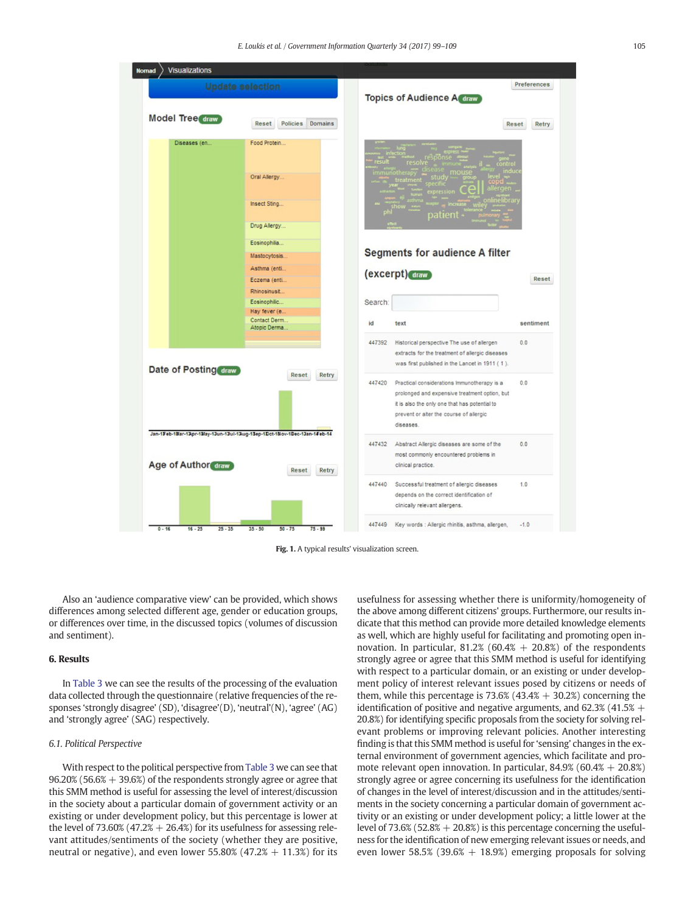Fig. 1. A typical results' visualization screen.

Also an 'audience comparative view' can be provided, which shows differences among selected different age, gender or education groups, or differences over time, in the discussed topics (volumes of discussion and sentiment).

## 6. Results

In Table 3 we can see the results of the processing of the evaluation data collected through the questionnaire (relative frequencies of the responses 'strongly disagree' (SD), 'disagree'(D), 'neutral'(N), 'agree' (AG) and 'strongly agree' (SAG) respectively.

### 6.1. Political Perspective

With respect to the political perspective from Table 3 we can see that 96.20% (56.6% + 39.6%) of the respondents strongly agree or agree that this SMM method is useful for assessing the level of interest/discussion in the society about a particular domain of government activity or an existing or under development policy, but this percentage is lower at the level of 73.60% (47.2% + 26.4%) for its usefulness for assessing relevant attitudes/sentiments of the society (whether they are positive, neutral or negative), and even lower 55.80% (47.2% + 11.3%) for its usefulness for assessing whether there is uniformity/homogeneity of the above among different citizens' groups. Furthermore, our results indicate that this method can provide more detailed knowledge elements as well, which are highly useful for facilitating and promoting open innovation. In particular, 81.2% (60.4% + 20.8%) of the respondents strongly agree or agree that this SMM method is useful for identifying with respect to a particular domain, or an existing or under development policy interest relevant issues posed by citizens or needs of them, while this percentage is 73.6% (43.4% + 30.2%) concerning the identification of positive and negative arguments, and 62.3% (41.5% + 20.8%) for identifying specific proposals from the society for solving relevant problems or improving relevant policies. Another interesting finding is that this SMM method is useful for 'sensing' changes in the external environment of government agencies, which facilitate and promote relevant open innovation. In particular, 84.9% (60.4% + 20.8%) strongly agree or agree concerning its usefulness for the identification of changes in the level of interest/discussion and in the attitudes/sentiments in the society concerning a particular domain of government activity or an existing or under development policy; a little lower at the level of 73.6% (52.8% + 20.8%) is this percentage concerning the usefulness for the identification of new emerging relevant issues or needs, and even lower 58.5% (39.6% + 18.9%) emerging proposals for solving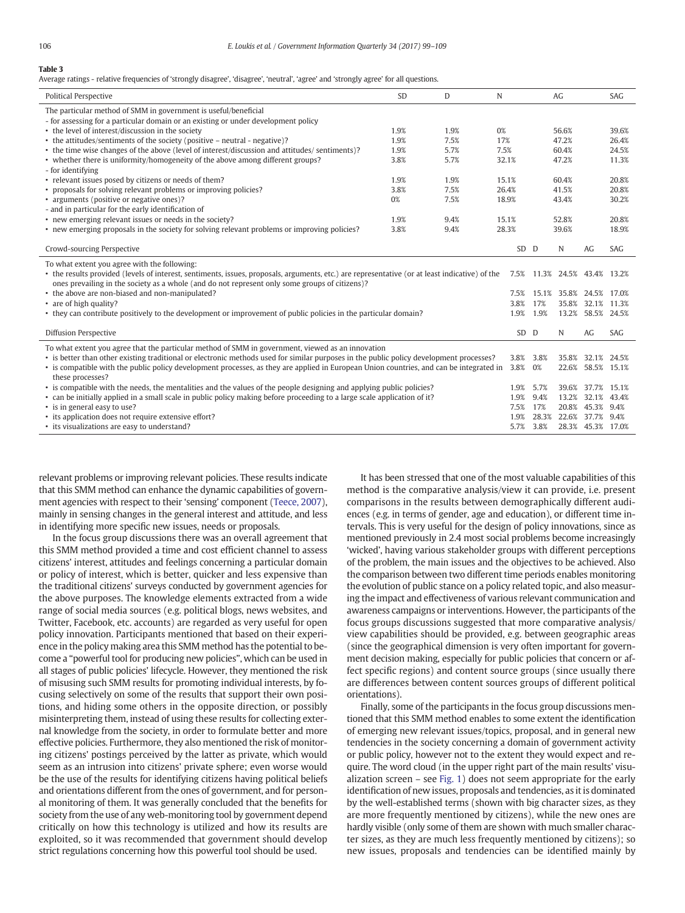**Table 3**
Average ratings - relative frequencies of 'strongly disagree', 'disagree', 'neutral', 'agree' and 'strongly agree' for all questions.

| Political Perspective | SD | D | N | AG | SAG |
|---|---|---|---|---|---|
| The particular method of SMM in government is useful/beneficial | | | | | |
| - for assessing for a particular domain or an existing or under development policy | | | | | |
| • the level of interest/discussion in the society | 1.9% | 1.9% | 0% | 56.6% | 39.6% |
| • the attitudes/sentiments of the society (positive – neutral - negative)? | 1.9% | 7.5% | 17% | 47.2% | 26.4% |
| • the time wise changes of the above (level of interest/discussion and attitudes/ sentiments)? | 1.9% | 5.7% | 7.5% | 60.4% | 24.5% |
| • whether there is uniformity/homogeneity of the above among different groups? | 3.8% | 5.7% | 32.1% | 47.2% | 11.3% |
| - for identifying | | | | | |
| • relevant issues posed by citizens or needs of them? | 1.9% | 1.9% | 15.1% | 60.4% | 20.8% |
| • proposals for solving relevant problems or improving policies? | 3.8% | 7.5% | 26.4% | 41.5% | 20.8% |
| • arguments (positive or negative ones)? | 0% | 7.5% | 18.9% | 43.4% | 30.2% |
| - and in particular for the early identification of | | | | | |
| • new emerging relevant issues or needs in the society? | 1.9% | 9.4% | 15.1% | 52.8% | 20.8% |
| • new emerging proposals in the society for solving relevant problems or improving policies? | 3.8% | 9.4% | 28.3% | 39.6% | 18.9% |
| **Crowd-sourcing Perspective** | **SD** | **D** | **N** | **AG** | **SAG** |
| To what extent you agree with the following: | | | | | |
| • the results provided (levels of interest, sentiments, issues, proposals, arguments, etc.) are representative (or at least indicative) of the ones prevailing in the society as a whole (and do not represent only some groups of citizens)? | 7.5% | 11.3% | 24.5% | 43.4% | 13.2% |
| • the above are non-biased and non-manipulated? | 7.5% | 15.1% | 35.8% | 24.5% | 17.0% |
| • are of high quality? | 3.8% | 17% | 35.8% | 32.1% | 11.3% |
| • they can contribute positively to the development or improvement of public policies in the particular domain? | 1.9% | 1.9% | 13.2% | 58.5% | 24.5% |
| **Diffusion Perspective** | **SD** | **D** | **N** | **AG** | **SAG** |
| To what extent you agree that the particular method of SMM in government, viewed as an innovation | | | | | |
| • is better than other existing traditional or electronic methods used for similar purposes in the public policy development processes? | 3.8% | 3.8% | 35.8% | 32.1% | 24.5% |
| • is compatible with the public policy development processes, as they are applied in European Union countries, and can be integrated in these processes? | 3.8% | 0% | 22.6% | 58.5% | 15.1% |
| • is compatible with the needs, the mentalities and the values of the people designing and applying public policies? | 1.9% | 5.7% | 39.6% | 37.7% | 15.1% |
| • can be initially applied in a small scale in public policy making before proceeding to a large scale application of it? | 1.9% | 9.4% | 13.2% | 32.1% | 43.4% |
| • is in general easy to use? | 7.5% | 17% | 20.8% | 45.3% | 9.4% |
| • its application does not require extensive effort? | 1.9% | 28.3% | 22.6% | 37.7% | 9.4% |
| • its visualizations are easy to understand? | 5.7% | 3.8% | 28.3% | 45.3% | 17.0% |

relevant problems or improving relevant policies. These results indicate that this SMM method can enhance the dynamic capabilities of government agencies with respect to their 'sensing' component (Teece, 2007), mainly in sensing changes in the general interest and attitude, and less in identifying more specific new issues, needs or proposals.

In the focus group discussions there was an overall agreement that this SMM method provided a time and cost efficient channel to assess citizens' interest, attitudes and feelings concerning a particular domain or policy of interest, which is better, quicker and less expensive than the traditional citizens' surveys conducted by government agencies for the above purposes. The knowledge elements extracted from a wide range of social media sources (e.g. political blogs, news websites, and Twitter, Facebook, etc. accounts) are regarded as very useful for open policy innovation. Participants mentioned that based on their experience in the policy making area this SMM method has the potential to become a "powerful tool for producing new policies", which can be used in all stages of public policies' lifecycle. However, they mentioned the risk of misusing such SMM results for promoting individual interests, by focusing selectively on some of the results that support their own positions, and hiding some others in the opposite direction, or possibly misinterpreting them, instead of using these results for collecting external knowledge from the society, in order to formulate better and more effective policies. Furthermore, they also mentioned the risk of monitoring citizens' postings perceived by the latter as private, which would seem as an intrusion into citizens' private sphere; even worse would be the use of the results for identifying citizens having political beliefs and orientations different from the ones of government, and for personal monitoring of them. It was generally concluded that the benefits for society from the use of any web-monitoring tool by government depend critically on how this technology is utilized and how its results are exploited, so it was recommended that government should develop strict regulations concerning how this powerful tool should be used.

It has been stressed that one of the most valuable capabilities of this method is the comparative analysis/view it can provide, i.e. present comparisons in the results between demographically different audiences (e.g. in terms of gender, age and education), or different time intervals. This is very useful for the design of policy innovations, since as mentioned previously in 2.4 most social problems become increasingly 'wicked', having various stakeholder groups with different perceptions of the problem, the main issues and the objectives to be achieved. Also the comparison between two different time periods enables monitoring the evolution of public stance on a policy related topic, and also measuring the impact and effectiveness of various relevant communication and awareness campaigns or interventions. However, the participants of the focus groups discussions suggested that more comparative analysis/view capabilities should be provided, e.g. between geographic areas (since the geographical dimension is very often important for government decision making, especially for public policies that concern or affect specific regions) and content source groups (since usually there are differences between content sources groups of different political orientations).

Finally, some of the participants in the focus group discussions mentioned that this SMM method enables to some extent the identification of emerging new relevant issues/topics, proposal, and in general new tendencies in the society concerning a domain of government activity or public policy, however not to the extent they would expect and require. The word cloud (in the upper right part of the main results' visualization screen – see Fig. 1) does not seem appropriate for the early identification of new issues, proposals and tendencies, as it is dominated by the well-established terms (shown with big character sizes, as they are more frequently mentioned by citizens), while the new ones are hardly visible (only some of them are shown with much smaller character sizes, as they are much less frequently mentioned by citizens); so new issues, proposals and tendencies can be identified mainly by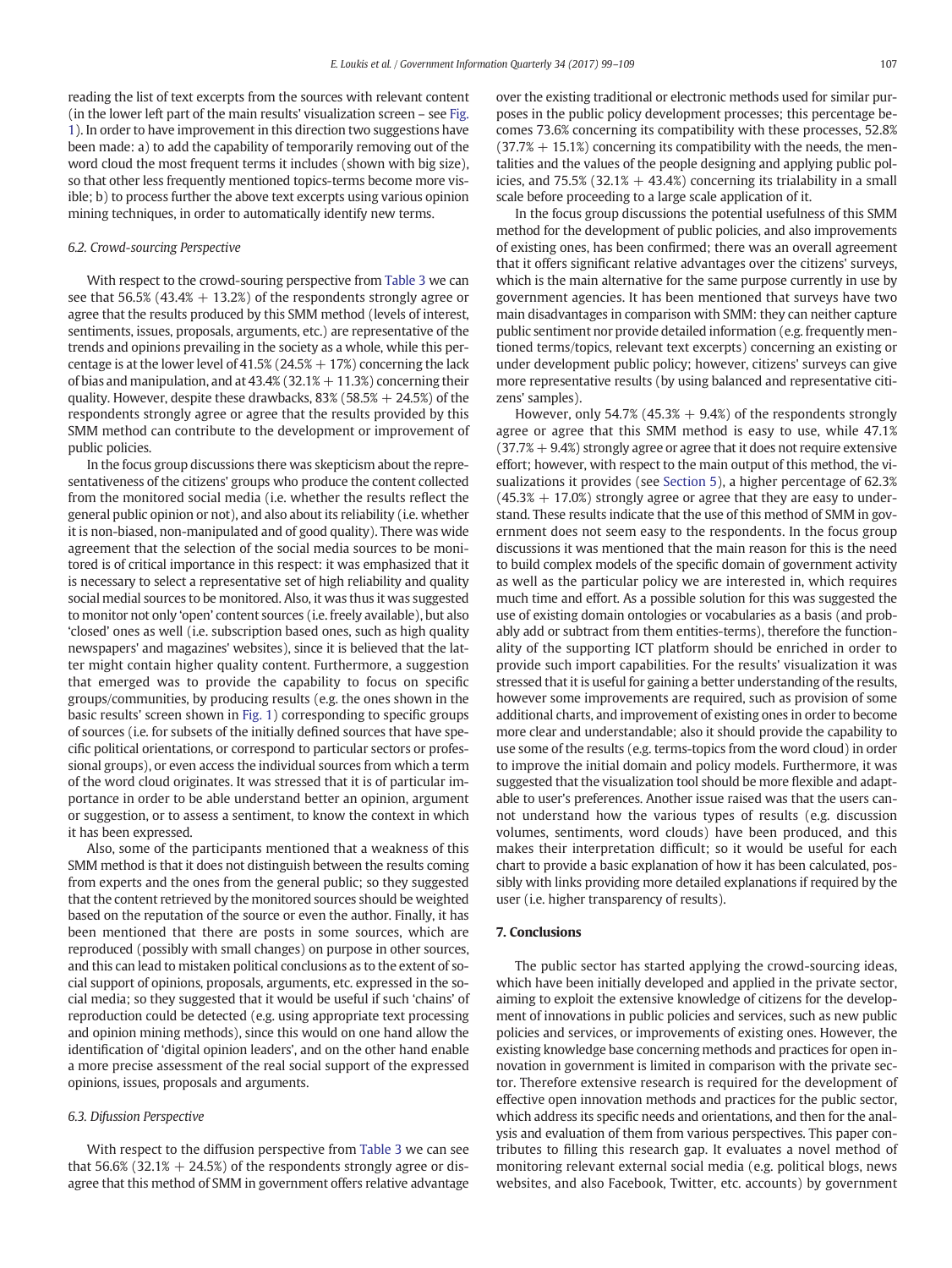reading the list of text excerpts from the sources with relevant content (in the lower left part of the main results' visualization screen – see Fig. 1). In order to have improvement in this direction two suggestions have been made: a) to add the capability of temporarily removing out of the word cloud the most frequent terms it includes (shown with big size), so that other less frequently mentioned topics-terms become more visible; b) to process further the above text excerpts using various opinion mining techniques, in order to automatically identify new terms.

### 6.2. Crowd-sourcing Perspective

With respect to the crowd-souring perspective from Table 3 we can see that 56.5% (43.4% + 13.2%) of the respondents strongly agree or agree that the results produced by this SMM method (levels of interest, sentiments, issues, proposals, arguments, etc.) are representative of the trends and opinions prevailing in the society as a whole, while this percentage is at the lower level of 41.5% (24.5% + 17%) concerning the lack of bias and manipulation, and at 43.4% (32.1% + 11.3%) concerning their quality. However, despite these drawbacks, 83% (58.5% + 24.5%) of the respondents strongly agree or agree that the results provided by this SMM method can contribute to the development or improvement of public policies.

In the focus group discussions there was skepticism about the representativeness of the citizens' groups who produce the content collected from the monitored social media (i.e. whether the results reflect the general public opinion or not), and also about its reliability (i.e. whether it is non-biased, non-manipulated and of good quality). There was wide agreement that the selection of the social media sources to be monitored is of critical importance in this respect: it was emphasized that it is necessary to select a representative set of high reliability and quality social medial sources to be monitored. Also, it was thus it was suggested to monitor not only 'open' content sources (i.e. freely available), but also 'closed' ones as well (i.e. subscription based ones, such as high quality newspapers' and magazines' websites), since it is believed that the latter might contain higher quality content. Furthermore, a suggestion that emerged was to provide the capability to focus on specific groups/communities, by producing results (e.g. the ones shown in the basic results' screen shown in Fig. 1) corresponding to specific groups of sources (i.e. for subsets of the initially defined sources that have specific political orientations, or correspond to particular sectors or professional groups), or even access the individual sources from which a term of the word cloud originates. It was stressed that it is of particular importance in order to be able understand better an opinion, argument or suggestion, or to assess a sentiment, to know the context in which it has been expressed.

Also, some of the participants mentioned that a weakness of this SMM method is that it does not distinguish between the results coming from experts and the ones from the general public; so they suggested that the content retrieved by the monitored sources should be weighted based on the reputation of the source or even the author. Finally, it has been mentioned that there are posts in some sources, which are reproduced (possibly with small changes) on purpose in other sources, and this can lead to mistaken political conclusions as to the extent of social support of opinions, proposals, arguments, etc. expressed in the social media; so they suggested that it would be useful if such 'chains' of reproduction could be detected (e.g. using appropriate text processing and opinion mining methods), since this would on one hand allow the identification of 'digital opinion leaders', and on the other hand enable a more precise assessment of the real social support of the expressed opinions, issues, proposals and arguments.

### 6.3. Difussion Perspective

With respect to the diffusion perspective from Table 3 we can see that 56.6% (32.1% + 24.5%) of the respondents strongly agree or disagree that this method of SMM in government offers relative advantage over the existing traditional or electronic methods used for similar purposes in the public policy development processes; this percentage becomes 73.6% concerning its compatibility with these processes, 52.8% (37.7% + 15.1%) concerning its compatibility with the needs, the mentalities and the values of the people designing and applying public policies, and 75.5% (32.1% + 43.4%) concerning its trialability in a small scale before proceeding to a large scale application of it.

In the focus group discussions the potential usefulness of this SMM method for the development of public policies, and also improvements of existing ones, has been confirmed; there was an overall agreement that it offers significant relative advantages over the citizens' surveys, which is the main alternative for the same purpose currently in use by government agencies. It has been mentioned that surveys have two main disadvantages in comparison with SMM: they can neither capture public sentiment nor provide detailed information (e.g. frequently mentioned terms/topics, relevant text excerpts) concerning an existing or under development public policy; however, citizens' surveys can give more representative results (by using balanced and representative citizens' samples).

However, only 54.7% (45.3% + 9.4%) of the respondents strongly agree or agree that this SMM method is easy to use, while 47.1% (37.7% + 9.4%) strongly agree or agree that it does not require extensive effort; however, with respect to the main output of this method, the visualizations it provides (see Section 5), a higher percentage of 62.3% (45.3% + 17.0%) strongly agree or agree that they are easy to understand. These results indicate that the use of this method of SMM in government does not seem easy to the respondents. In the focus group discussions it was mentioned that the main reason for this is the need to build complex models of the specific domain of government activity as well as the particular policy we are interested in, which requires much time and effort. As a possible solution for this was suggested the use of existing domain ontologies or vocabularies as a basis (and probably add or subtract from them entities-terms), therefore the functionality of the supporting ICT platform should be enriched in order to provide such import capabilities. For the results' visualization it was stressed that it is useful for gaining a better understanding of the results, however some improvements are required, such as provision of some additional charts, and improvement of existing ones in order to become more clear and understandable; also it should provide the capability to use some of the results (e.g. terms-topics from the word cloud) in order to improve the initial domain and policy models. Furthermore, it was suggested that the visualization tool should be more flexible and adaptable to user's preferences. Another issue raised was that the users cannot understand how the various types of results (e.g. discussion volumes, sentiments, word clouds) have been produced, and this makes their interpretation difficult; so it would be useful for each chart to provide a basic explanation of how it has been calculated, possibly with links providing more detailed explanations if required by the user (i.e. higher transparency of results).

## 7. Conclusions

The public sector has started applying the crowd-sourcing ideas, which have been initially developed and applied in the private sector, aiming to exploit the extensive knowledge of citizens for the development of innovations in public policies and services, such as new public policies and services, or improvements of existing ones. However, the existing knowledge base concerning methods and practices for open innovation in government is limited in comparison with the private sector. Therefore extensive research is required for the development of effective open innovation methods and practices for the public sector, which address its specific needs and orientations, and then for the analysis and evaluation of them from various perspectives. This paper contributes to filling this research gap. It evaluates a novel method of monitoring relevant external social media (e.g. political blogs, news websites, and also Facebook, Twitter, etc. accounts) by government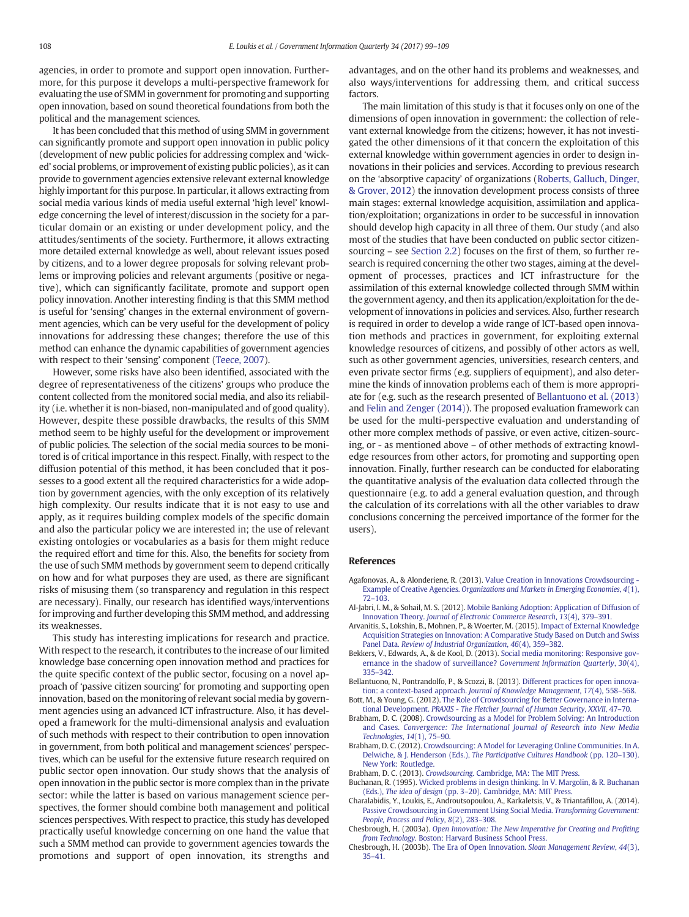agencies, in order to promote and support open innovation. Furthermore, for this purpose it develops a multi-perspective framework for evaluating the use of SMM in government for promoting and supporting open innovation, based on sound theoretical foundations from both the political and the management sciences.

It has been concluded that this method of using SMM in government can significantly promote and support open innovation in public policy (development of new public policies for addressing complex and 'wicked' social problems, or improvement of existing public policies), as it can provide to government agencies extensive relevant external knowledge highly important for this purpose. In particular, it allows extracting from social media various kinds of media useful external 'high level' knowledge concerning the level of interest/discussion in the society for a particular domain or an existing or under development policy, and the attitudes/sentiments of the society. Furthermore, it allows extracting more detailed external knowledge as well, about relevant issues posed by citizens, and to a lower degree proposals for solving relevant problems or improving policies and relevant arguments (positive or negative), which can significantly facilitate, promote and support open policy innovation. Another interesting finding is that this SMM method is useful for 'sensing' changes in the external environment of government agencies, which can be very useful for the development of policy innovations for addressing these changes; therefore the use of this method can enhance the dynamic capabilities of government agencies with respect to their 'sensing' component (Teece, 2007).

However, some risks have also been identified, associated with the degree of representativeness of the citizens' groups who produce the content collected from the monitored social media, and also its reliability (i.e. whether it is non-biased, non-manipulated and of good quality). However, despite these possible drawbacks, the results of this SMM method seem to be highly useful for the development or improvement of public policies. The selection of the social media sources to be monitored is of critical importance in this respect. Finally, with respect to the diffusion potential of this method, it has been concluded that it possesses to a good extent all the required characteristics for a wide adoption by government agencies, with the only exception of its relatively high complexity. Our results indicate that it is not easy to use and apply, as it requires building complex models of the specific domain and also the particular policy we are interested in; the use of relevant existing ontologies or vocabularies as a basis for them might reduce the required effort and time for this. Also, the benefits for society from the use of such SMM methods by government seem to depend critically on how and for what purposes they are used, as there are significant risks of misusing them (so transparency and regulation in this respect are necessary). Finally, our research has identified ways/interventions for improving and further developing this SMM method, and addressing its weaknesses.

This study has interesting implications for research and practice. With respect to the research, it contributes to the increase of our limited knowledge base concerning open innovation method and practices for the quite specific context of the public sector, focusing on a novel approach of 'passive citizen sourcing' for promoting and supporting open innovation, based on the monitoring of relevant social media by government agencies using an advanced ICT infrastructure. Also, it has developed a framework for the multi-dimensional analysis and evaluation of such methods with respect to their contribution to open innovation in government, from both political and management sciences' perspectives, which can be useful for the extensive future research required on public sector open innovation. Our study shows that the analysis of open innovation in the public sector is more complex than in the private sector: while the latter is based on various management science perspectives, the former should combine both management and political sciences perspectives. With respect to practice, this study has developed practically useful knowledge concerning on one hand the value that such a SMM method can provide to government agencies towards the promotions and support of open innovation, its strengths and advantages, and on the other hand its problems and weaknesses, and also ways/interventions for addressing them, and critical success factors.

The main limitation of this study is that it focuses only on one of the dimensions of open innovation in government: the collection of relevant external knowledge from the citizens; however, it has not investigated the other dimensions of it that concern the exploitation of this external knowledge within government agencies in order to design innovations in their policies and services. According to previous research on the 'absorptive capacity' of organizations (Roberts, Galluch, Dinger, & Grover, 2012) the innovation development process consists of three main stages: external knowledge acquisition, assimilation and application/exploitation; organizations in order to be successful in innovation should develop high capacity in all three of them. Our study (and also most of the studies that have been conducted on public sector citizen-sourcing – see Section 2.2) focuses on the first of them, so further research is required concerning the other two stages, aiming at the development of processes, practices and ICT infrastructure for the assimilation of this external knowledge collected through SMM within the government agency, and then its application/exploitation for the development of innovations in policies and services. Also, further research is required in order to develop a wide range of ICT-based open innovation methods and practices in government, for exploiting external knowledge resources of citizens, and possibly of other actors as well, such as other government agencies, universities, research centers, and even private sector firms (e.g. suppliers of equipment), and also determine the kinds of innovation problems each of them is more appropriate for (e.g. such as the research presented of Bellantuono et al. (2013) and Felin and Zenger (2014)). The proposed evaluation framework can be used for the multi-perspective evaluation and understanding of other more complex methods of passive, or even active, citizen-sourcing, or - as mentioned above – of other methods of extracting knowledge resources from other actors, for promoting and supporting open innovation. Finally, further research can be conducted for elaborating the quantitative analysis of the evaluation data collected through the questionnaire (e.g. to add a general evaluation question, and through the calculation of its correlations with all the other variables to draw conclusions concerning the perceived importance of the former for the users).

## References

Agafonovas, A., & Alonderiene, R. (2013). Value Creation in Innovations Crowdsourcing - Example of Creative Agencies. *Organizations and Markets in Emerging Economies*, *4*(1), 72–103.

Al-Jabri, I. M., & Sohail, M. S. (2012). Mobile Banking Adoption: Application of Diffusion of Innovation Theory. *Journal of Electronic Commerce Research*, *13*(4), 379–391.

Arvanitis, S., Lokshin, B., Mohnen, P., & Woerter, M. (2015). Impact of External Knowledge Acquisition Strategies on Innovation: A Comparative Study Based on Dutch and Swiss Panel Data. *Review of Industrial Organization*, *46*(4), 359–382.

Bekkers, V., Edwards, A., & de Kool, D. (2013). Social media monitoring: Responsive governance in the shadow of surveillance? *Government Information Quarterly*, *30*(4), 335–342.

Bellantuono, N., Pontrandolfo, P., & Scozzi, B. (2013). Different practices for open innovation: a context-based approach. *Journal of Knowledge Management*, *17*(4), 558–568.

Bott, M., & Young, G. (2012). The Role of Crowdsourcing for Better Governance in International Development. *PRAXIS - The Fletcher Journal of Human Security*, *XXVII*, 47–70.

Brabham, D. C. (2008). Crowdsourcing as a Model for Problem Solving: An Introduction and Cases. *Convergence: The International Journal of Research into New Media Technologies*, *14*(1), 75–90.

Brabham, D. C. (2012). Crowdsourcing: A Model for Leveraging Online Communities. In A. Delwiche, & J. Henderson (Eds.), *The Participative Cultures Handbook* (pp. 120–130). New York: Routledge.

Brabham, D. C. (2013). *Crowdsourcing*. Cambridge, MA: The MIT Press.

Buchanan, R. (1995). Wicked problems in design thinking. In V. Margolin, & R. Buchanan (Eds.), *The idea of design* (pp. 3–20). Cambridge, MA: MIT Press.

Charalabidis, Y., Loukis, E., Androutsopoulou, A., Karkaletsis, V., & Triantafillou, A. (2014). Passive Crowdsourcing in Government Using Social Media. *Transforming Government: People, Process and Policy*, *8*(2), 283–308.

Chesbrough, H. (2003a). *Open Innovation: The New Imperative for Creating and Profiting from Technology*. Boston: Harvard Business School Press.

Chesbrough, H. (2003b). The Era of Open Innovation. *Sloan Management Review*, *44*(3), 35–41.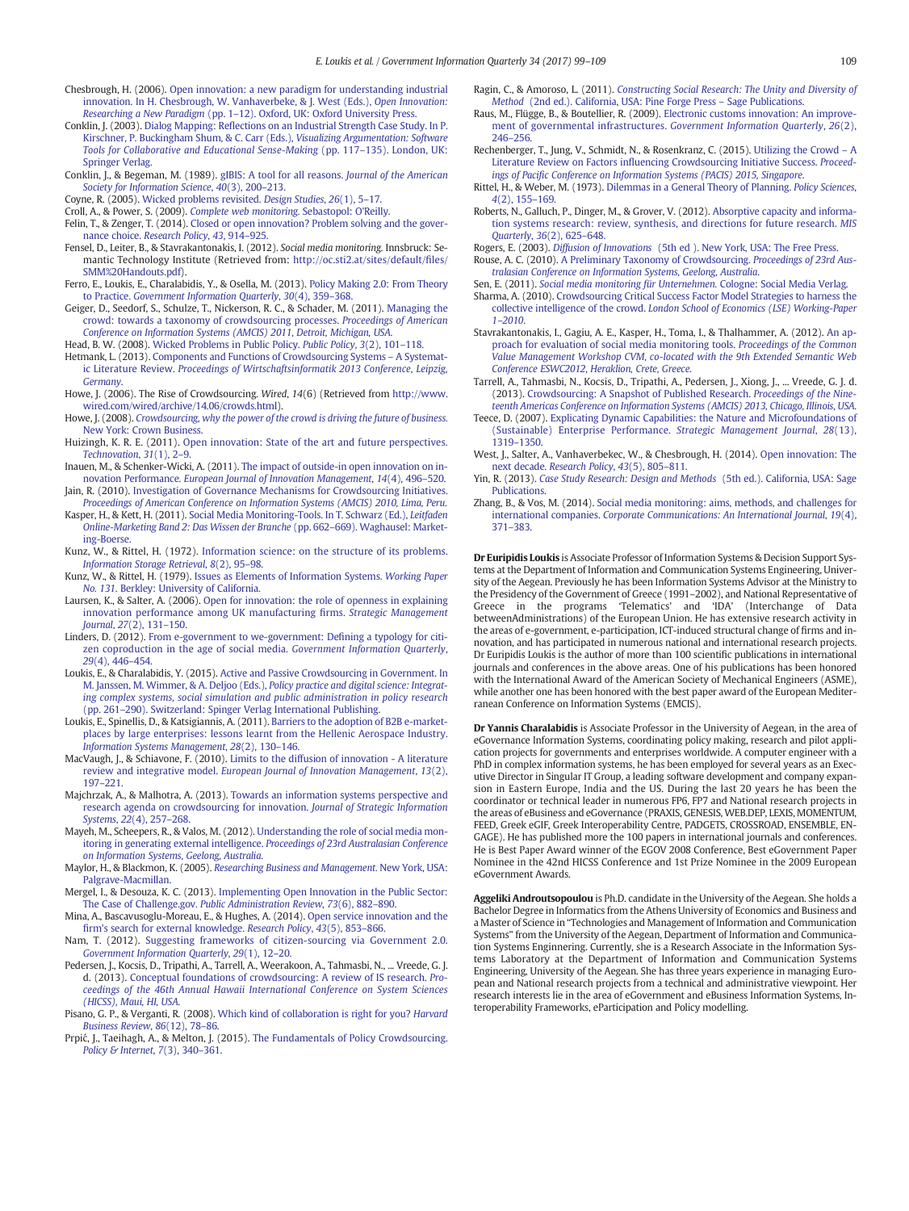Chesbrough, H. (2006). Open innovation: a new paradigm for understanding industrial innovation. In H. Chesbrough, W. Vanhaverbeke, & J. West (Eds.), *Open Innovation: Researching a New Paradigm* (pp. 1–12). Oxford, UK: Oxford University Press.

Conklin, J. (2003). Dialog Mapping: Reflections on an Industrial Strength Case Study. In P. Kirschner, P. Buckingham Shum, & C. Carr (Eds.), *Visualizing Argumentation: Software Tools for Collaborative and Educational Sense-Making* (pp. 117–135). London, UK: Springer Verlag.

Conklin, J., & Begeman, M. (1989). gIBIS: A tool for all reasons. *Journal of the American Society for Information Science*, *40*(3), 200–213.

Coyne, R. (2005). Wicked problems revisited. *Design Studies*, *26*(1), 5–17.

Croll, A., & Power, S. (2009). *Complete web monitoring*. Sebastopol: O'Reilly.

Felin, T., & Zenger, T. (2014). Closed or open innovation? Problem solving and the governance choice. *Research Policy*, *43*, 914–925.

Fensel, D., Leiter, B., & Stavrakantonakis, I. (2012). *Social media monitoring*. Innsbruck: Semantic Technology Institute (Retrieved from: http://oc.sti2.at/sites/default/files/SMM%20Handouts.pdf).

Ferro, E., Loukis, E., Charalabidis, Y., & Osella, M. (2013). Policy Making 2.0: From Theory to Practice. *Government Information Quarterly*, *30*(4), 359–368.

Geiger, D., Seedorf, S., Schulze, T., Nickerson, R. C., & Schader, M. (2011). Managing the crowd: towards a taxonomy of crowdsourcing processes. *Proceedings of American Conference on Information Systems (AMCIS) 2011, Detroit, Michigan, USA*.

Head, B. W. (2008). Wicked Problems in Public Policy. *Public Policy*, *3*(2), 101–118.

Hetmank, L. (2013). Components and Functions of Crowdsourcing Systems – A Systematic Literature Review. *Proceedings of Wirtschaftsinformatik 2013 Conference, Leipzig, Germany*.

Howe, J. (2006). The Rise of Crowdsourcing. *Wired*, *14*(6) (Retrieved from http://www.wired.com/wired/archive/14.06/crowds.html).

Howe, J. (2008). *Crowdsourcing, why the power of the crowd is driving the future of business*. New York: Crown Business.

Huizingh, K. R. E. (2011). Open innovation: State of the art and future perspectives. *Technovation*, *31*(1), 2–9.

Inauen, M., & Schenker-Wicki, A. (2011). The impact of outside-in open innovation on innovation Performance. *European Journal of Innovation Management*, *14*(4), 496–520.

Jain, R. (2010). Investigation of Governance Mechanisms for Crowdsourcing Initiatives. *Proceedings of American Conference on Information Systems (AMCIS) 2010, Lima, Peru*.

Kasper, H., & Kett, H. (2011). Social Media Monitoring-Tools. In T. Schwarz (Ed.), *Leitfaden Online-Marketing Band 2: Das Wissen der Branche* (pp. 662–669). Waghausel: Marketing-Boerse.

Kunz, W., & Rittel, H. (1972). Information science: on the structure of its problems. *Information Storage Retrieval*, *8*(2), 95–98.

Kunz, W., & Rittel, H. (1979). Issues as Elements of Information Systems. *Working Paper No. 131*. Berkley: University of California.

Laursen, K., & Salter, A. (2006). Open for innovation: the role of openness in explaining innovation performance among UK manufacturing firms. *Strategic Management Journal*, *27*(2), 131–150.

Linders, D. (2012). From e-government to we-government: Defining a typology for citizen coproduction in the age of social media. *Government Information Quarterly*, *29*(4), 446–454.

Loukis, E., & Charalabidis, Y. (2015). Active and Passive Crowdsourcing in Government. In M. Janssen, M. Wimmer, & A. Deljoo (Eds.), *Policy practice and digital science: Integrating complex systems, social simulation and public administration in policy research* (pp. 261–290). Switzerland: Spinger Verlag International Publishing.

Loukis, E., Spinellis, D., & Katsigiannis, A. (2011). Barriers to the adoption of B2B e-marketplaces by large enterprises: lessons learnt from the Hellenic Aerospace Industry. *Information Systems Management*, *28*(2), 130–146.

MacVaugh, J., & Schiavone, F. (2010). Limits to the diffusion of innovation - A literature review and integrative model. *European Journal of Innovation Management*, *13*(2), 197–221.

Majchrzak, A., & Malhotra, A. (2013). Towards an information systems perspective and research agenda on crowdsourcing for innovation. *Journal of Strategic Information Systems*, *22*(4), 257–268.

Mayeh, M., Scheepers, R., & Valos, M. (2012). Understanding the role of social media monitoring in generating external intelligence. *Proceedings of 23rd Australasian Conference on Information Systems, Geelong, Australia*.

Maylor, H., & Blackmon, K. (2005). *Researching Business and Management*. New York, USA: Palgrave-Macmillan.

Mergel, I., & Desouza, K. C. (2013). Implementing Open Innovation in the Public Sector: The Case of Challenge.gov. *Public Administration Review*, *73*(6), 882–890.

Mina, A., Bascavusoglu-Moreau, E., & Hughes, A. (2014). Open service innovation and the firm's search for external knowledge. *Research Policy*, *43*(5), 853–866.

Nam, T. (2012). Suggesting frameworks of citizen-sourcing via Government 2.0. *Government Information Quarterly*, *29*(1), 12–20.

Pedersen, J., Kocsis, D., Tripathi, A., Tarrell, A., Weerakoon, A., Tahmasbi, N., ... Vreede, G. J. d. (2013). Conceptual foundations of crowdsourcing: A review of IS research. *Proceedings of the 46th Annual Hawaii International Conference on System Sciences (HICSS), Maui, HI, USA*.

Pisano, G. P., & Verganti, R. (2008). Which kind of collaboration is right for you? *Harvard Business Review*, *86*(12), 78–86.

Prpić, J., Taeihagh, A., & Melton, J. (2015). The Fundamentals of Policy Crowdsourcing. *Policy & Internet*, *7*(3), 340–361.

Ragin, C., & Amoroso, L. (2011). *Constructing Social Research: The Unity and Diversity of Method* (2nd ed.). California, USA: Pine Forge Press – Sage Publications.

Raus, M., Flügge, B., & Boutellier, R. (2009). Electronic customs innovation: An improvement of governmental infrastructures. *Government Information Quarterly*, *26*(2), 246–256.

Rechenberger, T., Jung, V., Schmidt, N., & Rosenkranz, C. (2015). Utilizing the Crowd – A Literature Review on Factors influencing Crowdsourcing Initiative Success. *Proceedings of Pacific Conference on Information Systems (PACIS) 2015, Singapore*.

Rittel, H., & Weber, M. (1973). Dilemmas in a General Theory of Planning. *Policy Sciences*, *4*(2), 155–169.

Roberts, N., Galluch, P., Dinger, M., & Grover, V. (2012). Absorptive capacity and information systems research: review, synthesis, and directions for future research. *MIS Quarterly*, *36*(2), 625–648.

Rogers, E. (2003). *Diffusion of Innovations* (5th ed ). New York, USA: The Free Press.

Rouse, A. C. (2010). A Preliminary Taxonomy of Crowdsourcing. *Proceedings of 23rd Australasian Conference on Information Systems, Geelong, Australia*.

Sen, E. (2011). *Social media monitoring für Unternehmen*. Cologne: Social Media Verlag.

Sharma, A. (2010). Crowdsourcing Critical Success Factor Model Strategies to harness the collective intelligence of the crowd. *London School of Economics (LSE) Working-Paper 1–2010*.

Stavrakantonakis, I., Gagiu, A. E., Kasper, H., Toma, I., & Thalhammer, A. (2012). An approach for evaluation of social media monitoring tools. *Proceedings of the Common Value Management Workshop CVM, co-located with the 9th Extended Semantic Web Conference ESWC2012, Heraklion, Crete, Greece*.

Tarrell, A., Tahmasbi, N., Kocsis, D., Tripathi, A., Pedersen, J., Xiong, J., ... Vreede, G. J. d. (2013). Crowdsourcing: A Snapshot of Published Research. *Proceedings of the Nineteenth Americas Conference on Information Systems (AMCIS) 2013, Chicago, Illinois, USA*.

Teece, D. (2007). Explicating Dynamic Capabilities: the Nature and Microfoundations of (Sustainable) Enterprise Performance. *Strategic Management Journal*, *28*(13), 1319–1350.

West, J., Salter, A., Vanhaverbekec, W., & Chesbrough, H. (2014). Open innovation: The next decade. *Research Policy*, *43*(5), 805–811.

Yin, R. (2013). *Case Study Research: Design and Methods* (5th ed.). California, USA: Sage Publications.

Zhang, B., & Vos, M. (2014). Social media monitoring: aims, methods, and challenges for international companies. *Corporate Communications: An International Journal*, *19*(4), 371–383.

**Dr Euripidis Loukis** is Associate Professor of Information Systems & Decision Support Systems at the Department of Information and Communication Systems Engineering, University of the Aegean. Previously he has been Information Systems Advisor at the Ministry to the Presidency of the Government of Greece (1991–2002), and National Representative of Greece in the programs 'Telematics' and 'IDA' (Interchange of Data betweenAdministrations) of the European Union. He has extensive research activity in the areas of e-government, e-participation, ICT-induced structural change of firms and innovation, and has participated in numerous national and international research projects. Dr Euripidis Loukis is the author of more than 100 scientific publications in international journals and conferences in the above areas. One of his publications has been honored with the International Award of the American Society of Mechanical Engineers (ASME), while another one has been honored with the best paper award of the European Mediterranean Conference on Information Systems (EMCIS).

**Dr Yannis Charalabidis** is Associate Professor in the University of Aegean, in the area of eGovernance Information Systems, coordinating policy making, research and pilot application projects for governments and enterprises worldwide. A computer engineer with a PhD in complex information systems, he has been employed for several years as an Executive Director in Singular IT Group, a leading software development and company expansion in Eastern Europe, India and the US. During the last 20 years he has been the coordinator or technical leader in numerous FP6, FP7 and National research projects in the areas of eBusiness and eGovernance (PRAXIS, GENESIS, WEB.DEP, LEXIS, MOMENTUM, FEED, Greek eGIF, Greek Interoperability Centre, PADGETS, CROSSROAD, ENSEMBLE, ENGAGE). He has published more the 100 papers in international journals and conferences. He is Best Paper Award winner of the EGOV 2008 Conference, Best eGovernment Paper Nominee in the 42nd HICSS Conference and 1st Prize Nominee in the 2009 European eGovernment Awards.

**Aggeliki Androutsopoulou** is Ph.D. candidate in the University of the Aegean. She holds a Bachelor Degree in Informatics from the Athens University of Economics and Business and a Master of Science in "Technologies and Management of Information and Communication Systems" from the University of the Aegean, Department of Information and Communication Systems Enginnering. Currently, she is a Research Associate in the Information Systems Laboratory at the Department of Information and Communication Systems Engineering, University of the Aegean. She has three years experience in managing European and National research projects from a technical and administrative viewpoint. Her research interests lie in the area of eGovernment and eBusiness Information Systems, Interoperability Frameworks, eParticipation and Policy modelling.